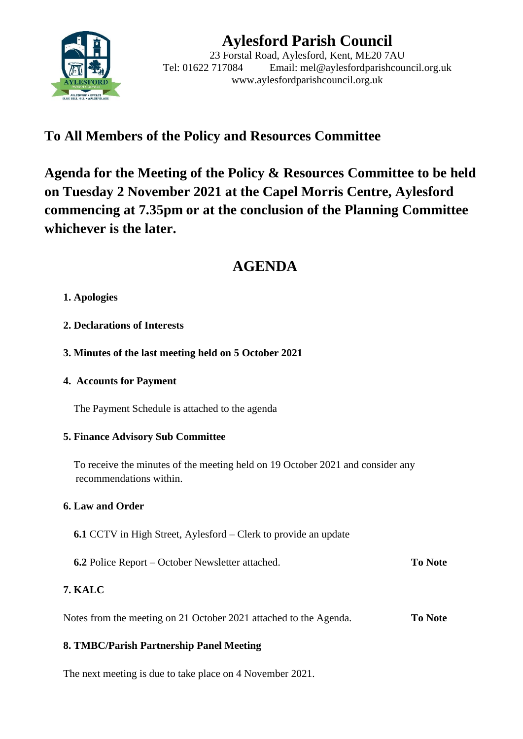# Aylesford Parish Council

23 Forstal Road, Aylesford, Kent, ME20 7AU
Tel: 01622 717084    Email: mel@aylesfordparishcouncil.org.uk
www.aylesfordparishcouncil.org.uk

## To All Members of the Policy and Resources Committee

## Agenda for the Meeting of the Policy & Resources Committee to be held on Tuesday 2 November 2021 at the Capel Morris Centre, Aylesford commencing at 7.35pm or at the conclusion of the Planning Committee whichever is the later.

# AGENDA

**1. Apologies**

**2. Declarations of Interests**

**3. Minutes of the last meeting held on 5 October 2021**

**4. Accounts for Payment**

The Payment Schedule is attached to the agenda

**5. Finance Advisory Sub Committee**

To receive the minutes of the meeting held on 19 October 2021 and consider any recommendations within.

**6. Law and Order**

**6.1** CCTV in High Street, Aylesford – Clerk to provide an update

**6.2** Police Report – October Newsletter attached. **To Note**

**7. KALC**

Notes from the meeting on 21 October 2021 attached to the Agenda. **To Note**

**8. TMBC/Parish Partnership Panel Meeting**

The next meeting is due to take place on 4 November 2021.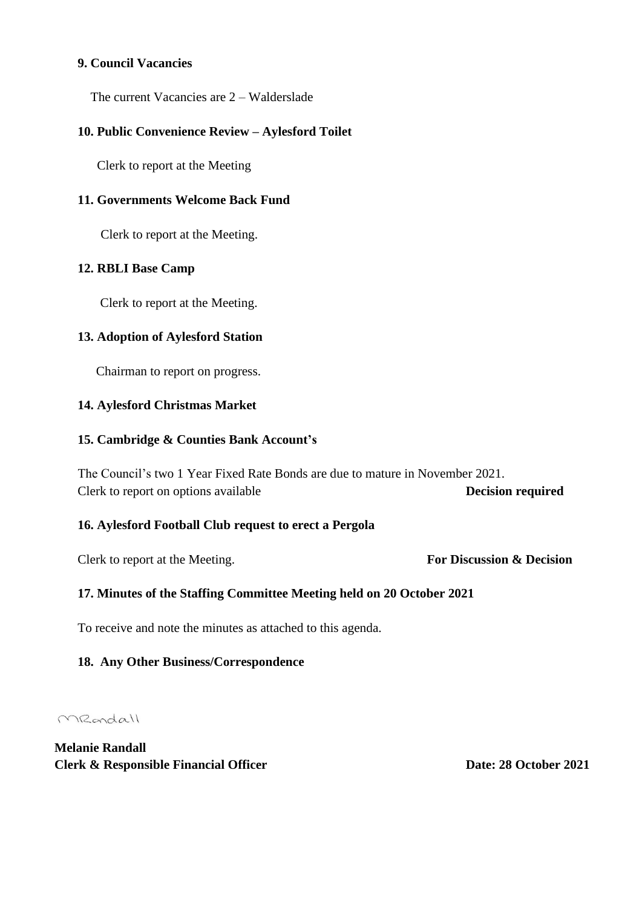**9. Council Vacancies**

The current Vacancies are 2 – Walderslade

**10. Public Convenience Review – Aylesford Toilet**

Clerk to report at the Meeting

**11. Governments Welcome Back Fund**

Clerk to report at the Meeting.

**12. RBLI Base Camp**

Clerk to report at the Meeting.

**13. Adoption of Aylesford Station**

Chairman to report on progress.

**14. Aylesford Christmas Market**

**15. Cambridge & Counties Bank Account's**

The Council's two 1 Year Fixed Rate Bonds are due to mature in November 2021.
Clerk to report on options available **Decision required**

**16. Aylesford Football Club request to erect a Pergola**

Clerk to report at the Meeting. **For Discussion & Decision**

**17. Minutes of the Staffing Committee Meeting held on 20 October 2021**

To receive and note the minutes as attached to this agenda.

**18. Any Other Business/Correspondence**

MRandall

**Melanie Randall**
**Clerk & Responsible Financial Officer** **Date: 28 October 2021**